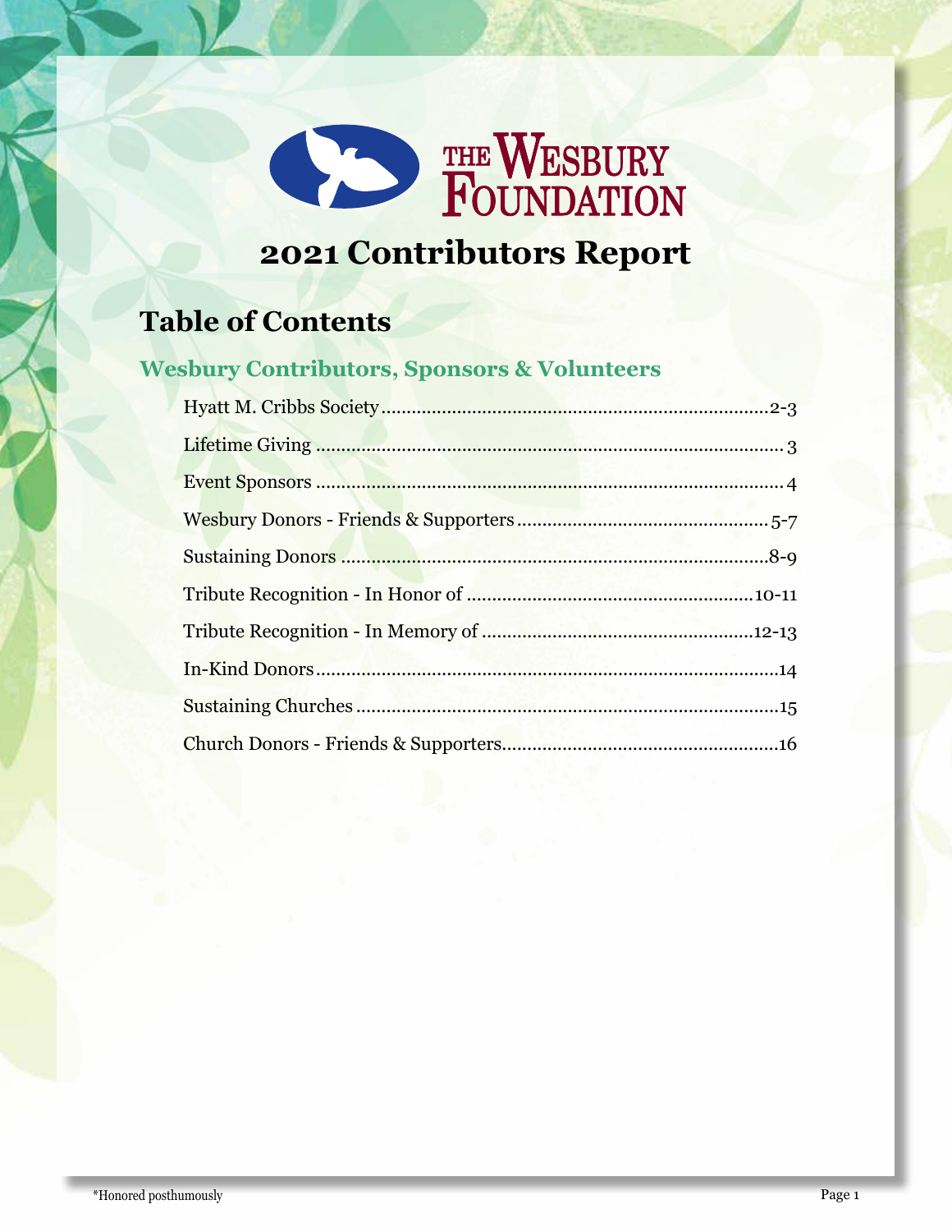# The Wesbury Foundation

# 2021 Contributors Report

## Table of Contents

### Wesbury Contributors, Sponsors & Volunteers

- Hyatt M. Cribbs Society .......... 2-3
- Lifetime Giving .......... 3
- Event Sponsors .......... 4
- Wesbury Donors - Friends & Supporters .......... 5-7
- Sustaining Donors .......... 8-9
- Tribute Recognition - In Honor of .......... 10-11
- Tribute Recognition - In Memory of .......... 12-13
- In-Kind Donors .......... 14
- Sustaining Churches .......... 15
- Church Donors - Friends & Supporters .......... 16

*Honored posthumously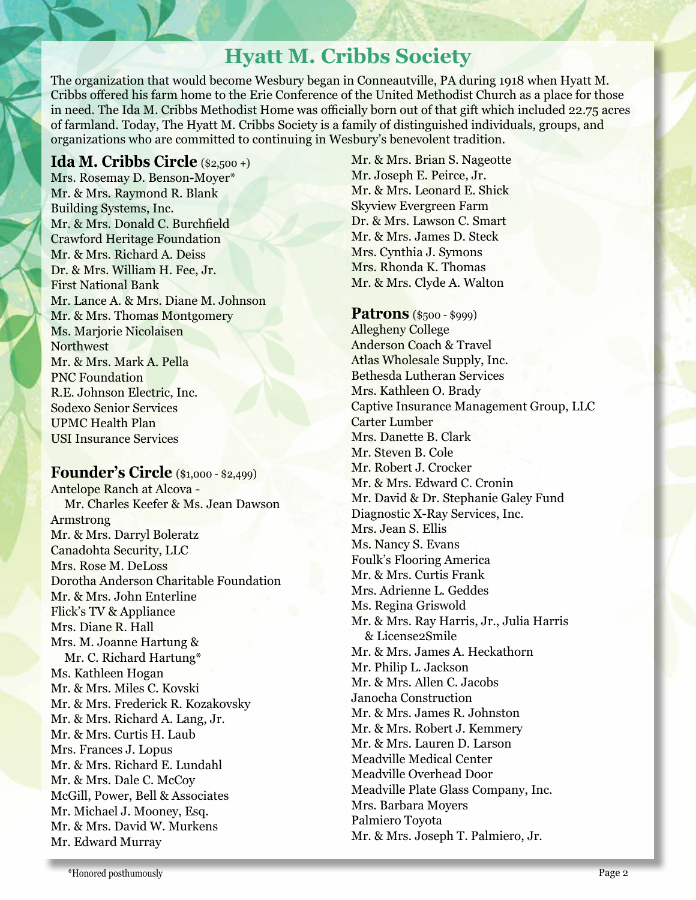# Hyatt M. Cribbs Society

The organization that would become Wesbury began in Conneautville, PA during 1918 when Hyatt M. Cribbs offered his farm home to the Erie Conference of the United Methodist Church as a place for those in need. The Ida M. Cribbs Methodist Home was officially born out of that gift which included 22.75 acres of farmland. Today, The Hyatt M. Cribbs Society is a family of distinguished individuals, groups, and organizations who are committed to continuing in Wesbury's benevolent tradition.

## Ida M. Cribbs Circle ($2,500 +)

Mrs. Rosemay D. Benson-Moyer*
Mr. & Mrs. Raymond R. Blank
Building Systems, Inc.
Mr. & Mrs. Donald C. Burchfield
Crawford Heritage Foundation
Mr. & Mrs. Richard A. Deiss
Dr. & Mrs. William H. Fee, Jr.
First National Bank
Mr. Lance A. & Mrs. Diane M. Johnson
Mr. & Mrs. Thomas Montgomery
Ms. Marjorie Nicolaisen
Northwest
Mr. & Mrs. Mark A. Pella
PNC Foundation
R.E. Johnson Electric, Inc.
Sodexo Senior Services
UPMC Health Plan
USI Insurance Services

## Founder's Circle ($1,000 - $2,499)

Antelope Ranch at Alcova - Mr. Charles Keefer & Ms. Jean Dawson
Armstrong
Mr. & Mrs. Darryl Boleratz
Canadohta Security, LLC
Mrs. Rose M. DeLoss
Dorotha Anderson Charitable Foundation
Mr. & Mrs. John Enterline
Flick's TV & Appliance
Mrs. Diane R. Hall
Mrs. M. Joanne Hartung & Mr. C. Richard Hartung*
Ms. Kathleen Hogan
Mr. & Mrs. Miles C. Kovski
Mr. & Mrs. Frederick R. Kozakovsky
Mr. & Mrs. Richard A. Lang, Jr.
Mr. & Mrs. Curtis H. Laub
Mrs. Frances J. Lopus
Mr. & Mrs. Richard E. Lundahl
Mr. & Mrs. Dale C. McCoy
McGill, Power, Bell & Associates
Mr. Michael J. Mooney, Esq.
Mr. & Mrs. David W. Murkens
Mr. Edward Murray
Mr. & Mrs. Brian S. Nageotte
Mr. Joseph E. Peirce, Jr.
Mr. & Mrs. Leonard E. Shick
Skyview Evergreen Farm
Dr. & Mrs. Lawson C. Smart
Mr. & Mrs. James D. Steck
Mrs. Cynthia J. Symons
Mrs. Rhonda K. Thomas
Mr. & Mrs. Clyde A. Walton

## Patrons ($500 - $999)

Allegheny College
Anderson Coach & Travel
Atlas Wholesale Supply, Inc.
Bethesda Lutheran Services
Mrs. Kathleen O. Brady
Captive Insurance Management Group, LLC
Carter Lumber
Mrs. Danette B. Clark
Mr. Steven B. Cole
Mr. Robert J. Crocker
Mr. & Mrs. Edward C. Cronin
Mr. David & Dr. Stephanie Galey Fund
Diagnostic X-Ray Services, Inc.
Mrs. Jean S. Ellis
Ms. Nancy S. Evans
Foulk's Flooring America
Mr. & Mrs. Curtis Frank
Mrs. Adrienne L. Geddes
Ms. Regina Griswold
Mr. & Mrs. Ray Harris, Jr., Julia Harris & License2Smile
Mr. & Mrs. James A. Heckathorn
Mr. Philip L. Jackson
Mr. & Mrs. Allen C. Jacobs
Janocha Construction
Mr. & Mrs. James R. Johnston
Mr. & Mrs. Robert J. Kemmery
Mr. & Mrs. Lauren D. Larson
Meadville Medical Center
Meadville Overhead Door
Meadville Plate Glass Company, Inc.
Mrs. Barbara Moyers
Palmiero Toyota
Mr. & Mrs. Joseph T. Palmiero, Jr.

*Honored posthumously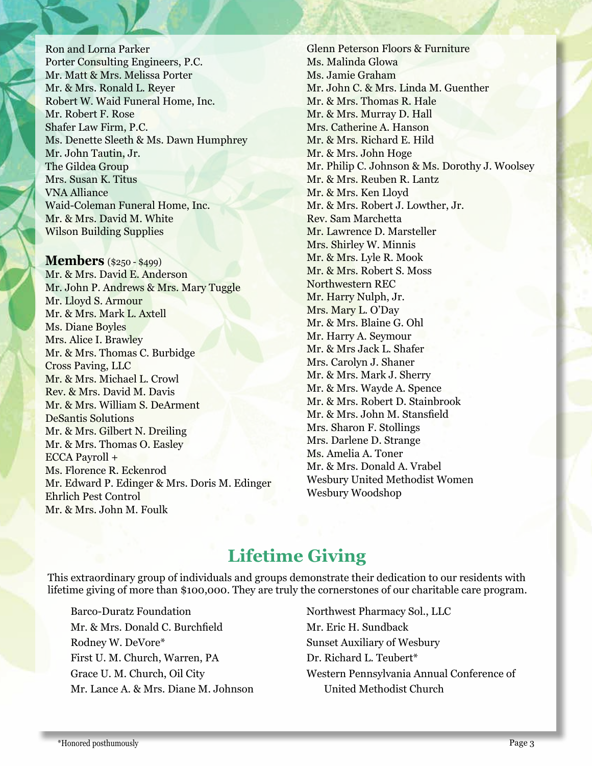Ron and Lorna Parker
Porter Consulting Engineers, P.C.
Mr. Matt & Mrs. Melissa Porter
Mr. & Mrs. Ronald L. Reyer
Robert W. Waid Funeral Home, Inc.
Mr. Robert F. Rose
Shafer Law Firm, P.C.
Ms. Denette Sleeth & Ms. Dawn Humphrey
Mr. John Tautin, Jr.
The Gildea Group
Mrs. Susan K. Titus
VNA Alliance
Waid-Coleman Funeral Home, Inc.
Mr. & Mrs. David M. White
Wilson Building Supplies

**Members** ($250 - $499)
Mr. & Mrs. David E. Anderson
Mr. John P. Andrews & Mrs. Mary Tuggle
Mr. Lloyd S. Armour
Mr. & Mrs. Mark L. Axtell
Ms. Diane Boyles
Mrs. Alice I. Brawley
Mr. & Mrs. Thomas C. Burbidge
Cross Paving, LLC
Mr. & Mrs. Michael L. Crowl
Rev. & Mrs. David M. Davis
Mr. & Mrs. William S. DeArment
DeSantis Solutions
Mr. & Mrs. Gilbert N. Dreiling
Mr. & Mrs. Thomas O. Easley
ECCA Payroll +
Ms. Florence R. Eckenrod
Mr. Edward P. Edinger & Mrs. Doris M. Edinger
Ehrlich Pest Control
Mr. & Mrs. John M. Foulk
Glenn Peterson Floors & Furniture
Ms. Malinda Glowa
Ms. Jamie Graham
Mr. John C. & Mrs. Linda M. Guenther
Mr. & Mrs. Thomas R. Hale
Mr. & Mrs. Murray D. Hall
Mrs. Catherine A. Hanson
Mr. & Mrs. Richard E. Hild
Mr. & Mrs. John Hoge
Mr. Philip C. Johnson & Ms. Dorothy J. Woolsey
Mr. & Mrs. Reuben R. Lantz
Mr. & Mrs. Ken Lloyd
Mr. & Mrs. Robert J. Lowther, Jr.
Rev. Sam Marchetta
Mr. Lawrence D. Marsteller
Mrs. Shirley W. Minnis
Mr. & Mrs. Lyle R. Mook
Mr. & Mrs. Robert S. Moss
Northwestern REC
Mr. Harry Nulph, Jr.
Mrs. Mary L. O'Day
Mr. & Mrs. Blaine G. Ohl
Mr. Harry A. Seymour
Mr. & Mrs Jack L. Shafer
Mrs. Carolyn J. Shaner
Mr. & Mrs. Mark J. Sherry
Mr. & Mrs. Wayde A. Spence
Mr. & Mrs. Robert D. Stainbrook
Mr. & Mrs. John M. Stansfield
Mrs. Sharon F. Stollings
Mrs. Darlene D. Strange
Ms. Amelia A. Toner
Mr. & Mrs. Donald A. Vrabel
Wesbury United Methodist Women
Wesbury Woodshop

## Lifetime Giving

This extraordinary group of individuals and groups demonstrate their dedication to our residents with lifetime giving of more than $100,000. They are truly the cornerstones of our charitable care program.

Barco-Duratz Foundation
Mr. & Mrs. Donald C. Burchfield
Rodney W. DeVore*
First U. M. Church, Warren, PA
Grace U. M. Church, Oil City
Mr. Lance A. & Mrs. Diane M. Johnson
Northwest Pharmacy Sol., LLC
Mr. Eric H. Sundback
Sunset Auxiliary of Wesbury
Dr. Richard L. Teubert*
Western Pennsylvania Annual Conference of United Methodist Church

*Honored posthumously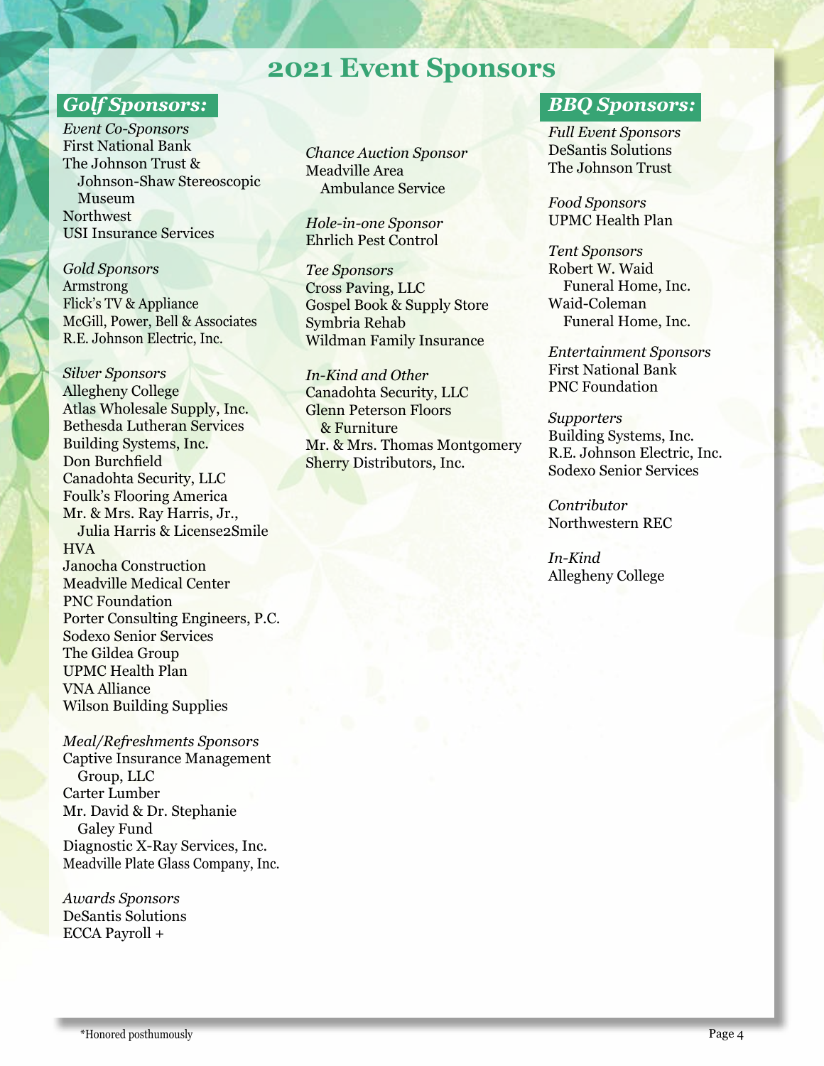# 2021 Event Sponsors

## Golf Sponsors:

*Event Co-Sponsors*
First National Bank
The Johnson Trust & Johnson-Shaw Stereoscopic Museum
Northwest
USI Insurance Services

*Gold Sponsors*
Armstrong
Flick's TV & Appliance
McGill, Power, Bell & Associates
R.E. Johnson Electric, Inc.

*Silver Sponsors*
Allegheny College
Atlas Wholesale Supply, Inc.
Bethesda Lutheran Services
Building Systems, Inc.
Don Burchfield
Canadohta Security, LLC
Foulk's Flooring America
Mr. & Mrs. Ray Harris, Jr., Julia Harris & License2Smile
HVA
Janocha Construction
Meadville Medical Center
PNC Foundation
Porter Consulting Engineers, P.C.
Sodexo Senior Services
The Gildea Group
UPMC Health Plan
VNA Alliance
Wilson Building Supplies

*Meal/Refreshments Sponsors*
Captive Insurance Management Group, LLC
Carter Lumber
Mr. David & Dr. Stephanie Galey Fund
Diagnostic X-Ray Services, Inc.
Meadville Plate Glass Company, Inc.

*Awards Sponsors*
DeSantis Solutions
ECCA Payroll +

*Chance Auction Sponsor*
Meadville Area Ambulance Service

*Hole-in-one Sponsor*
Ehrlich Pest Control

*Tee Sponsors*
Cross Paving, LLC
Gospel Book & Supply Store
Symbria Rehab
Wildman Family Insurance

*In-Kind and Other*
Canadohta Security, LLC
Glenn Peterson Floors & Furniture
Mr. & Mrs. Thomas Montgomery
Sherry Distributors, Inc.

## BBQ Sponsors:

*Full Event Sponsors*
DeSantis Solutions
The Johnson Trust

*Food Sponsors*
UPMC Health Plan

*Tent Sponsors*
Robert W. Waid Funeral Home, Inc.
Waid-Coleman Funeral Home, Inc.

*Entertainment Sponsors*
First National Bank
PNC Foundation

*Supporters*
Building Systems, Inc.
R.E. Johnson Electric, Inc.
Sodexo Senior Services

*Contributor*
Northwestern REC

*In-Kind*
Allegheny College

*Honored posthumously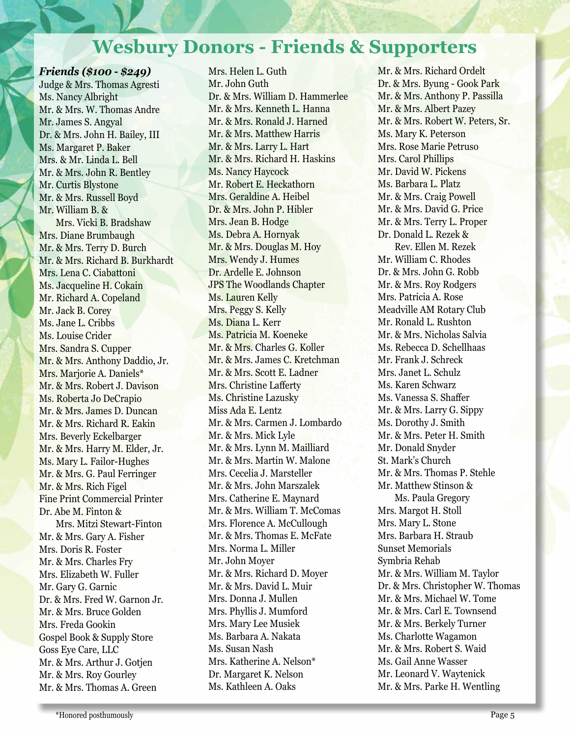# Wesbury Donors - Friends & Supporters

***Friends ($100 - $249)***

Judge & Mrs. Thomas Agresti
Ms. Nancy Albright
Mr. & Mrs. W. Thomas Andre
Mr. James S. Angyal
Dr. & Mrs. John H. Bailey, III
Ms. Margaret P. Baker
Mrs. & Mr. Linda L. Bell
Mr. & Mrs. John R. Bentley
Mr. Curtis Blystone
Mr. & Mrs. Russell Boyd
Mr. William B. &
 Mrs. Vicki B. Bradshaw
Mrs. Diane Brumbaugh
Mr. & Mrs. Terry D. Burch
Mr. & Mrs. Richard B. Burkhardt
Mrs. Lena C. Ciabattoni
Ms. Jacqueline H. Cokain
Mr. Richard A. Copeland
Mr. Jack B. Corey
Ms. Jane L. Cribbs
Ms. Louise Crider
Mrs. Sandra S. Cupper
Mr. & Mrs. Anthony Daddio, Jr.
Mrs. Marjorie A. Daniels*
Mr. & Mrs. Robert J. Davison
Ms. Roberta Jo DeCrapio
Mr. & Mrs. James D. Duncan
Mr. & Mrs. Richard R. Eakin
Mrs. Beverly Eckelbarger
Mr. & Mrs. Harry M. Elder, Jr.
Ms. Mary L. Failor-Hughes
Mr. & Mrs. G. Paul Ferringer
Mr. & Mrs. Rich Figel
Fine Print Commercial Printer
Dr. Abe M. Finton &
 Mrs. Mitzi Stewart-Finton
Mr. & Mrs. Gary A. Fisher
Mrs. Doris R. Foster
Mr. & Mrs. Charles Fry
Mrs. Elizabeth W. Fuller
Mr. Gary G. Garnic
Dr. & Mrs. Fred W. Garnon Jr.
Mr. & Mrs. Bruce Golden
Mrs. Freda Gookin
Gospel Book & Supply Store
Goss Eye Care, LLC
Mr. & Mrs. Arthur J. Gotjen
Mr. & Mrs. Roy Gourley
Mr. & Mrs. Thomas A. Green
Mrs. Helen L. Guth
Mr. John Guth
Dr. & Mrs. William D. Hammerlee
Mr. & Mrs. Kenneth L. Hanna
Mr. & Mrs. Ronald J. Harned
Mr. & Mrs. Matthew Harris
Mr. & Mrs. Larry L. Hart
Mr. & Mrs. Richard H. Haskins
Ms. Nancy Haycock
Mr. Robert E. Heckathorn
Mrs. Geraldine A. Heibel
Dr. & Mrs. John P. Hibler
Mrs. Jean B. Hodge
Ms. Debra A. Hornyak
Mr. & Mrs. Douglas M. Hoy
Mrs. Wendy J. Humes
Dr. Ardelle E. Johnson
JPS The Woodlands Chapter
Ms. Lauren Kelly
Mrs. Peggy S. Kelly
Ms. Diana L. Kerr
Ms. Patricia M. Koeneke
Mr. & Mrs. Charles G. Koller
Mr. & Mrs. James C. Kretchman
Mr. & Mrs. Scott E. Ladner
Mrs. Christine Lafferty
Ms. Christine Lazusky
Miss Ada E. Lentz
Mr. & Mrs. Carmen J. Lombardo
Mr. & Mrs. Mick Lyle
Mr. & Mrs. Lynn M. Mailliard
Mr. & Mrs. Martin W. Malone
Mrs. Cecelia J. Marsteller
Mr. & Mrs. John Marszalek
Mrs. Catherine E. Maynard
Mr. & Mrs. William T. McComas
Mrs. Florence A. McCullough
Mr. & Mrs. Thomas E. McFate
Mrs. Norma L. Miller
Mr. John Moyer
Mr. & Mrs. Richard D. Moyer
Mr. & Mrs. David L. Muir
Mrs. Donna J. Mullen
Mrs. Phyllis J. Mumford
Mrs. Mary Lee Musiek
Ms. Barbara A. Nakata
Ms. Susan Nash
Mrs. Katherine A. Nelson*
Dr. Margaret K. Nelson
Ms. Kathleen A. Oaks
Mr. & Mrs. Richard Ordelt
Dr. & Mrs. Byung - Gook Park
Mr. & Mrs. Anthony P. Passilla
Mr. & Mrs. Albert Pazey
Mr. & Mrs. Robert W. Peters, Sr.
Ms. Mary K. Peterson
Mrs. Rose Marie Petruso
Mrs. Carol Phillips
Mr. David W. Pickens
Ms. Barbara L. Platz
Mr. & Mrs. Craig Powell
Mr. & Mrs. David G. Price
Mr. & Mrs. Terry L. Proper
Dr. Donald L. Rezek &
 Rev. Ellen M. Rezek
Mr. William C. Rhodes
Dr. & Mrs. John G. Robb
Mr. & Mrs. Roy Rodgers
Mrs. Patricia A. Rose
Meadville AM Rotary Club
Mr. Ronald L. Rushton
Mr. & Mrs. Nicholas Salvia
Ms. Rebecca D. Schellhaas
Mr. Frank J. Schreck
Mrs. Janet L. Schulz
Ms. Karen Schwarz
Ms. Vanessa S. Shaffer
Mr. & Mrs. Larry G. Sippy
Ms. Dorothy J. Smith
Mr. & Mrs. Peter H. Smith
Mr. Donald Snyder
St. Mark's Church
Mr. & Mrs. Thomas P. Stehle
Mr. Matthew Stinson &
 Ms. Paula Gregory
Mrs. Margot H. Stoll
Mrs. Mary L. Stone
Mrs. Barbara H. Straub
Sunset Memorials
Symbria Rehab
Mr. & Mrs. William M. Taylor
Dr. & Mrs. Christopher W. Thomas
Mr. & Mrs. Michael W. Tome
Mr. & Mrs. Carl E. Townsend
Mr. & Mrs. Berkely Turner
Ms. Charlotte Wagamon
Mr. & Mrs. Robert S. Waid
Ms. Gail Anne Wasser
Mr. Leonard V. Waytenick
Mr. & Mrs. Parke H. Wentling

*Honored posthumously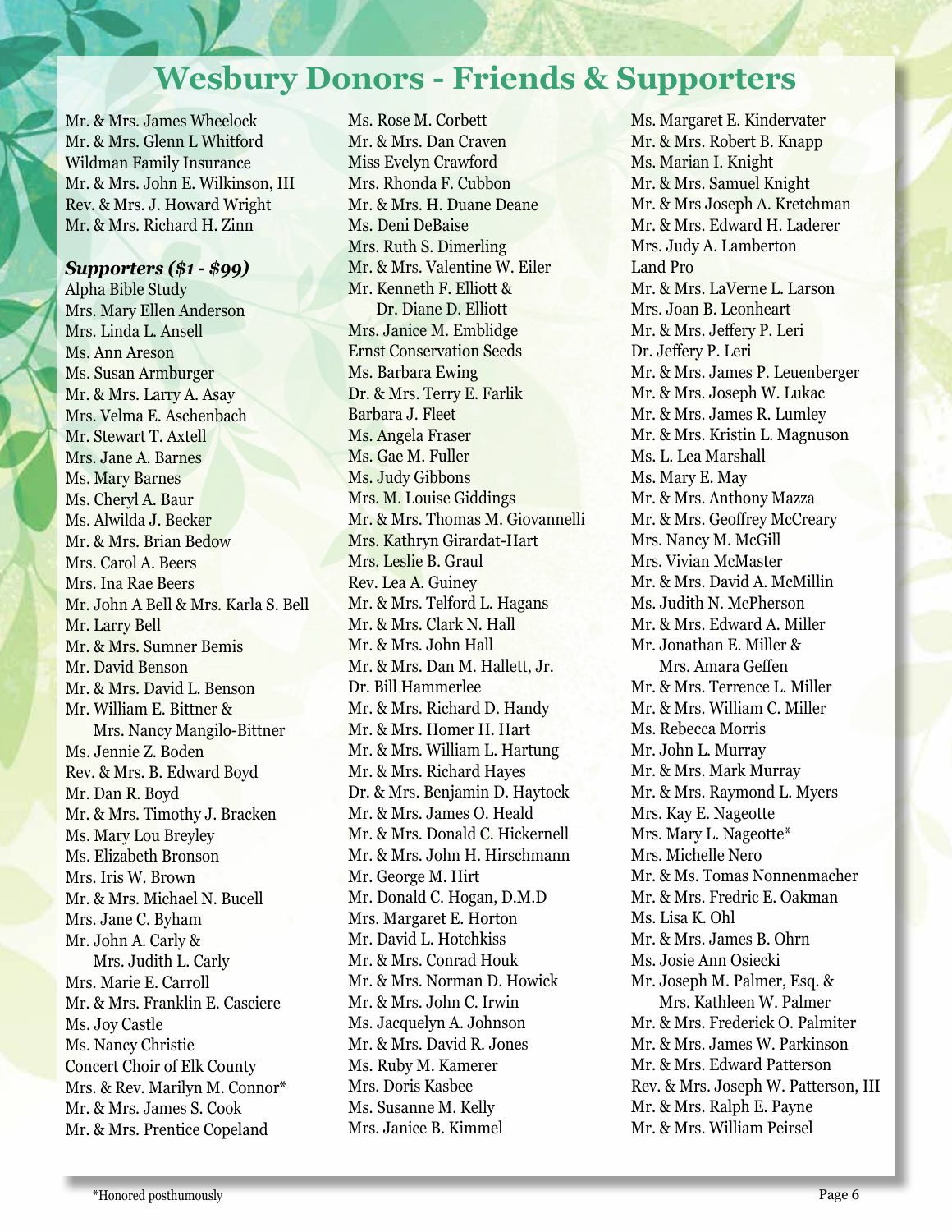# Wesbury Donors - Friends & Supporters

Mr. & Mrs. James Wheelock
Mr. & Mrs. Glenn L Whitford
Wildman Family Insurance
Mr. & Mrs. John E. Wilkinson, III
Rev. & Mrs. J. Howard Wright
Mr. & Mrs. Richard H. Zinn

***Supporters ($1 - $99)***

Alpha Bible Study
Mrs. Mary Ellen Anderson
Mrs. Linda L. Ansell
Ms. Ann Areson
Ms. Susan Armburger
Mr. & Mrs. Larry A. Asay
Mrs. Velma E. Aschenbach
Mr. Stewart T. Axtell
Mrs. Jane A. Barnes
Ms. Mary Barnes
Ms. Cheryl A. Baur
Ms. Alwilda J. Becker
Mr. & Mrs. Brian Bedow
Mrs. Carol A. Beers
Mrs. Ina Rae Beers
Mr. John A Bell & Mrs. Karla S. Bell
Mr. Larry Bell
Mr. & Mrs. Sumner Bemis
Mr. David Benson
Mr. & Mrs. David L. Benson
Mr. William E. Bittner & Mrs. Nancy Mangilo-Bittner
Ms. Jennie Z. Boden
Rev. & Mrs. B. Edward Boyd
Mr. Dan R. Boyd
Mr. & Mrs. Timothy J. Bracken
Ms. Mary Lou Breyley
Ms. Elizabeth Bronson
Mrs. Iris W. Brown
Mr. & Mrs. Michael N. Bucell
Mrs. Jane C. Byham
Mr. John A. Carly & Mrs. Judith L. Carly
Mrs. Marie E. Carroll
Mr. & Mrs. Franklin E. Casciere
Ms. Joy Castle
Ms. Nancy Christie
Concert Choir of Elk County
Mrs. & Rev. Marilyn M. Connor*
Mr. & Mrs. James S. Cook
Mr. & Mrs. Prentice Copeland
Ms. Rose M. Corbett
Mr. & Mrs. Dan Craven
Miss Evelyn Crawford
Mrs. Rhonda F. Cubbon
Mr. & Mrs. H. Duane Deane
Ms. Deni DeBaise
Mrs. Ruth S. Dimerling
Mr. & Mrs. Valentine W. Eiler
Mr. Kenneth F. Elliott & Dr. Diane D. Elliott
Mrs. Janice M. Emblidge
Ernst Conservation Seeds
Ms. Barbara Ewing
Dr. & Mrs. Terry E. Farlik
Barbara J. Fleet
Ms. Angela Fraser
Ms. Gae M. Fuller
Ms. Judy Gibbons
Mrs. M. Louise Giddings
Mr. & Mrs. Thomas M. Giovannelli
Mrs. Kathryn Girardat-Hart
Mrs. Leslie B. Graul
Rev. Lea A. Guiney
Mr. & Mrs. Telford L. Hagans
Mr. & Mrs. Clark N. Hall
Mr. & Mrs. John Hall
Mr. & Mrs. Dan M. Hallett, Jr.
Dr. Bill Hammerlee
Mr. & Mrs. Richard D. Handy
Mr. & Mrs. Homer H. Hart
Mr. & Mrs. William L. Hartung
Mr. & Mrs. Richard Hayes
Dr. & Mrs. Benjamin D. Haytock
Mr. & Mrs. James O. Heald
Mr. & Mrs. Donald C. Hickernell
Mr. & Mrs. John H. Hirschmann
Mr. George M. Hirt
Mr. Donald C. Hogan, D.M.D
Mrs. Margaret E. Horton
Mr. David L. Hotchkiss
Mr. & Mrs. Conrad Houk
Mr. & Mrs. Norman D. Howick
Mr. & Mrs. John C. Irwin
Ms. Jacquelyn A. Johnson
Mr. & Mrs. David R. Jones
Ms. Ruby M. Kamerer
Mrs. Doris Kasbee
Ms. Susanne M. Kelly
Mrs. Janice B. Kimmel
Ms. Margaret E. Kindervater
Mr. & Mrs. Robert B. Knapp
Ms. Marian I. Knight
Mr. & Mrs. Samuel Knight
Mr. & Mrs Joseph A. Kretchman
Mr. & Mrs. Edward H. Laderer
Mrs. Judy A. Lamberton
Land Pro
Mr. & Mrs. LaVerne L. Larson
Mrs. Joan B. Leonheart
Mr. & Mrs. Jeffery P. Leri
Dr. Jeffery P. Leri
Mr. & Mrs. James P. Leuenberger
Mr. & Mrs. Joseph W. Lukac
Mr. & Mrs. James R. Lumley
Mr. & Mrs. Kristin L. Magnuson
Ms. L. Lea Marshall
Ms. Mary E. May
Mr. & Mrs. Anthony Mazza
Mr. & Mrs. Geoffrey McCreary
Mrs. Nancy M. McGill
Mrs. Vivian McMaster
Mr. & Mrs. David A. McMillin
Ms. Judith N. McPherson
Mr. & Mrs. Edward A. Miller
Mr. Jonathan E. Miller & Mrs. Amara Geffen
Mr. & Mrs. Terrence L. Miller
Mr. & Mrs. William C. Miller
Ms. Rebecca Morris
Mr. John L. Murray
Mr. & Mrs. Mark Murray
Mr. & Mrs. Raymond L. Myers
Mrs. Kay E. Nageotte
Mrs. Mary L. Nageotte*
Mrs. Michelle Nero
Mr. & Ms. Tomas Nonnenmacher
Mr. & Mrs. Fredric E. Oakman
Ms. Lisa K. Ohl
Mr. & Mrs. James B. Ohrn
Ms. Josie Ann Osiecki
Mr. Joseph M. Palmer, Esq. & Mrs. Kathleen W. Palmer
Mr. & Mrs. Frederick O. Palmiter
Mr. & Mrs. James W. Parkinson
Mr. & Mrs. Edward Patterson
Rev. & Mrs. Joseph W. Patterson, III
Mr. & Mrs. Ralph E. Payne
Mr. & Mrs. William Peirsel

*Honored posthumously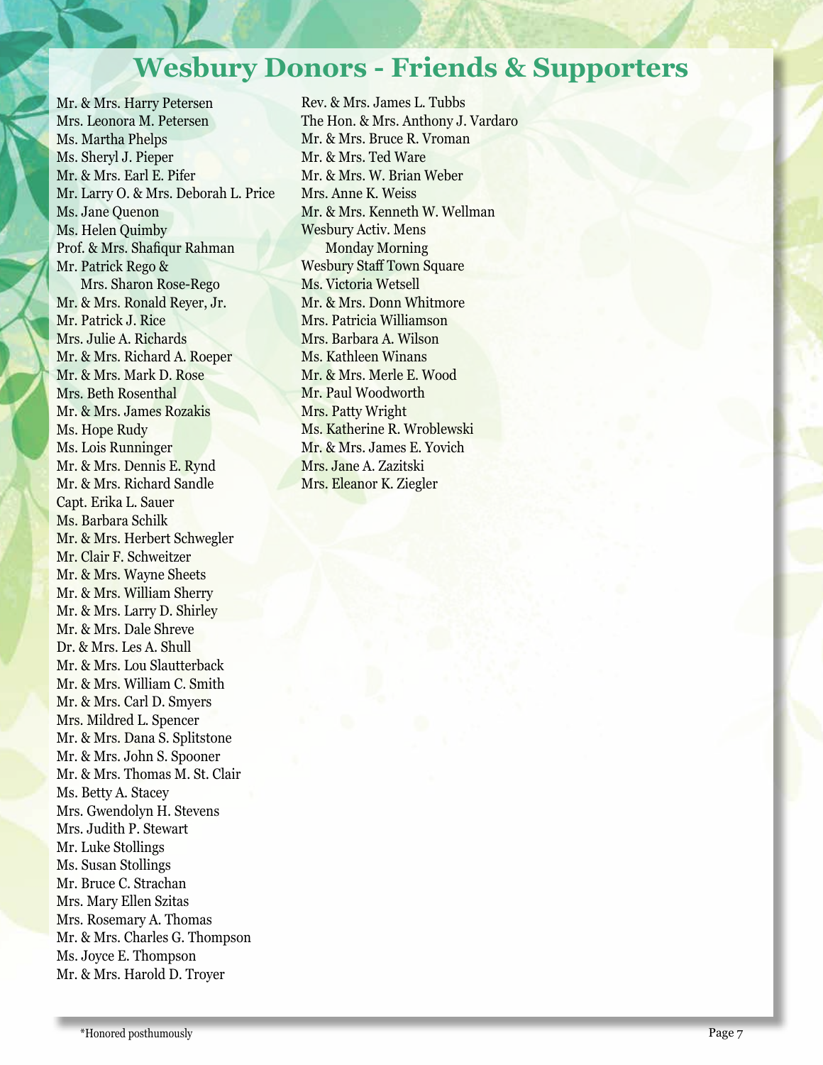# Wesbury Donors - Friends & Supporters

Mr. & Mrs. Harry Petersen
Mrs. Leonora M. Petersen
Ms. Martha Phelps
Ms. Sheryl J. Pieper
Mr. & Mrs. Earl E. Pifer
Mr. Larry O. & Mrs. Deborah L. Price
Ms. Jane Quenon
Ms. Helen Quimby
Prof. & Mrs. Shafiqur Rahman
Mr. Patrick Rego & Mrs. Sharon Rose-Rego
Mr. & Mrs. Ronald Reyer, Jr.
Mr. Patrick J. Rice
Mrs. Julie A. Richards
Mr. & Mrs. Richard A. Roeper
Mr. & Mrs. Mark D. Rose
Mrs. Beth Rosenthal
Mr. & Mrs. James Rozakis
Ms. Hope Rudy
Ms. Lois Runninger
Mr. & Mrs. Dennis E. Rynd
Mr. & Mrs. Richard Sandle
Capt. Erika L. Sauer
Ms. Barbara Schilk
Mr. & Mrs. Herbert Schwegler
Mr. Clair F. Schweitzer
Mr. & Mrs. Wayne Sheets
Mr. & Mrs. William Sherry
Mr. & Mrs. Larry D. Shirley
Mr. & Mrs. Dale Shreve
Dr. & Mrs. Les A. Shull
Mr. & Mrs. Lou Slautterback
Mr. & Mrs. William C. Smith
Mr. & Mrs. Carl D. Smyers
Mrs. Mildred L. Spencer
Mr. & Mrs. Dana S. Splitstone
Mr. & Mrs. John S. Spooner
Mr. & Mrs. Thomas M. St. Clair
Ms. Betty A. Stacey
Mrs. Gwendolyn H. Stevens
Mrs. Judith P. Stewart
Mr. Luke Stollings
Ms. Susan Stollings
Mr. Bruce C. Strachan
Mrs. Mary Ellen Szitas
Mrs. Rosemary A. Thomas
Mr. & Mrs. Charles G. Thompson
Ms. Joyce E. Thompson
Mr. & Mrs. Harold D. Troyer
Rev. & Mrs. James L. Tubbs
The Hon. & Mrs. Anthony J. Vardaro
Mr. & Mrs. Bruce R. Vroman
Mr. & Mrs. Ted Ware
Mr. & Mrs. W. Brian Weber
Mrs. Anne K. Weiss
Mr. & Mrs. Kenneth W. Wellman
Wesbury Activ. Mens Monday Morning
Wesbury Staff Town Square
Ms. Victoria Wetsell
Mr. & Mrs. Donn Whitmore
Mrs. Patricia Williamson
Mrs. Barbara A. Wilson
Ms. Kathleen Winans
Mr. & Mrs. Merle E. Wood
Mr. Paul Woodworth
Mrs. Patty Wright
Ms. Katherine R. Wroblewski
Mr. & Mrs. James E. Yovich
Mrs. Jane A. Zazitski
Mrs. Eleanor K. Ziegler

*Honored posthumously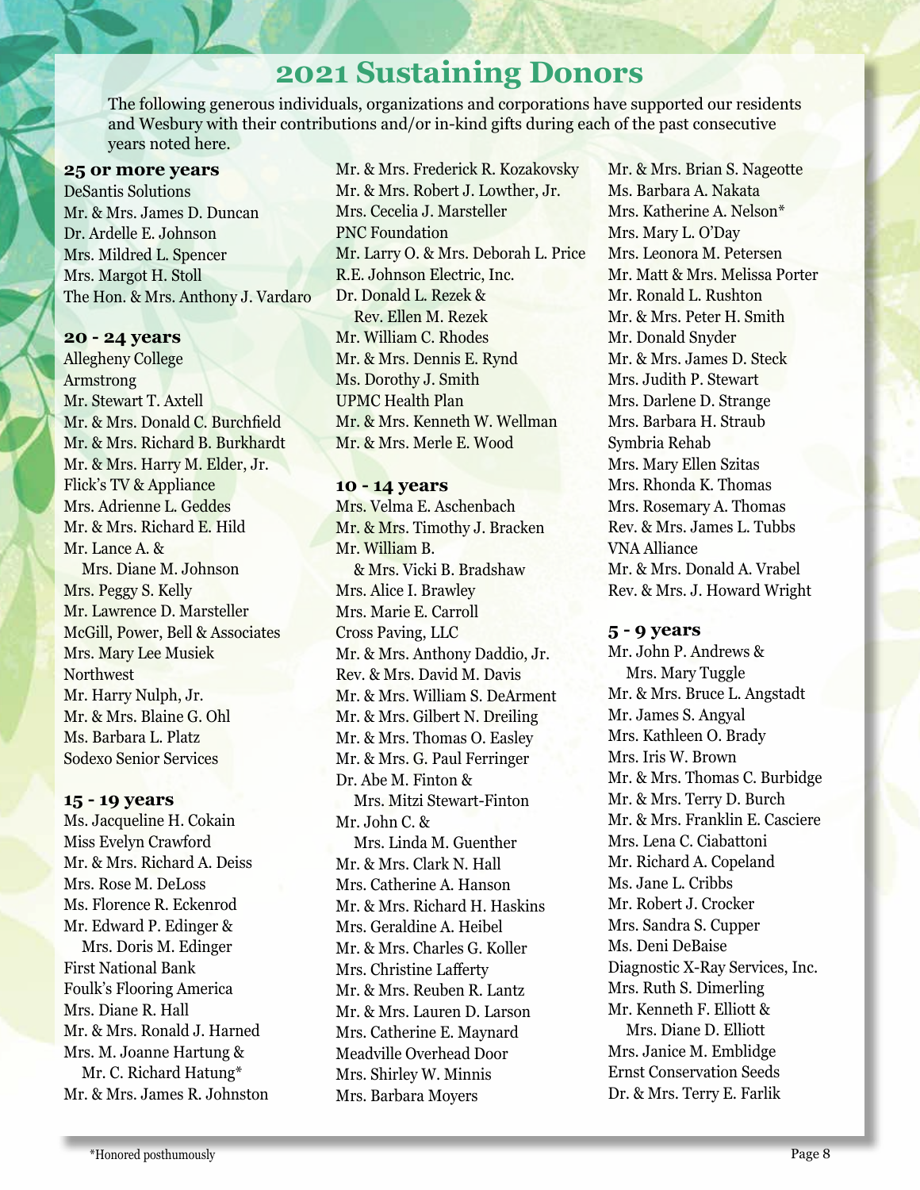# 2021 Sustaining Donors

The following generous individuals, organizations and corporations have supported our residents and Wesbury with their contributions and/or in-kind gifts during each of the past consecutive years noted here.

### 25 or more years

DeSantis Solutions
Mr. & Mrs. James D. Duncan
Dr. Ardelle E. Johnson
Mrs. Mildred L. Spencer
Mrs. Margot H. Stoll
The Hon. & Mrs. Anthony J. Vardaro

### 20 - 24 years

Allegheny College
Armstrong
Mr. Stewart T. Axtell
Mr. & Mrs. Donald C. Burchfield
Mr. & Mrs. Richard B. Burkhardt
Mr. & Mrs. Harry M. Elder, Jr.
Flick's TV & Appliance
Mrs. Adrienne L. Geddes
Mr. & Mrs. Richard E. Hild
Mr. Lance A. & Mrs. Diane M. Johnson
Mrs. Peggy S. Kelly
Mr. Lawrence D. Marsteller
McGill, Power, Bell & Associates
Mrs. Mary Lee Musiek
Northwest
Mr. Harry Nulph, Jr.
Mr. & Mrs. Blaine G. Ohl
Ms. Barbara L. Platz
Sodexo Senior Services

### 15 - 19 years

Ms. Jacqueline H. Cokain
Miss Evelyn Crawford
Mr. & Mrs. Richard A. Deiss
Mrs. Rose M. DeLoss
Ms. Florence R. Eckenrod
Mr. Edward P. Edinger & Mrs. Doris M. Edinger
First National Bank
Foulk's Flooring America
Mrs. Diane R. Hall
Mr. & Mrs. Ronald J. Harned
Mrs. M. Joanne Hartung & Mr. C. Richard Hatung*
Mr. & Mrs. James R. Johnston
Mr. & Mrs. Frederick R. Kozakovsky
Mr. & Mrs. Robert J. Lowther, Jr.
Mrs. Cecelia J. Marsteller
PNC Foundation
Mr. Larry O. & Mrs. Deborah L. Price
R.E. Johnson Electric, Inc.
Dr. Donald L. Rezek & Rev. Ellen M. Rezek
Mr. William C. Rhodes
Mr. & Mrs. Dennis E. Rynd
Ms. Dorothy J. Smith
UPMC Health Plan
Mr. & Mrs. Kenneth W. Wellman
Mr. & Mrs. Merle E. Wood

### 10 - 14 years

Mrs. Velma E. Aschenbach
Mr. & Mrs. Timothy J. Bracken
Mr. William B. & Mrs. Vicki B. Bradshaw
Mrs. Alice I. Brawley
Mrs. Marie E. Carroll
Cross Paving, LLC
Mr. & Mrs. Anthony Daddio, Jr.
Rev. & Mrs. David M. Davis
Mr. & Mrs. William S. DeArment
Mr. & Mrs. Gilbert N. Dreiling
Mr. & Mrs. Thomas O. Easley
Mr. & Mrs. G. Paul Ferringer
Dr. Abe M. Finton & Mrs. Mitzi Stewart-Finton
Mr. John C. & Mrs. Linda M. Guenther
Mr. & Mrs. Clark N. Hall
Mrs. Catherine A. Hanson
Mr. & Mrs. Richard H. Haskins
Mrs. Geraldine A. Heibel
Mr. & Mrs. Charles G. Koller
Mrs. Christine Lafferty
Mr. & Mrs. Reuben R. Lantz
Mr. & Mrs. Lauren D. Larson
Mrs. Catherine E. Maynard
Meadville Overhead Door
Mrs. Shirley W. Minnis
Mrs. Barbara Moyers
Mr. & Mrs. Brian S. Nageotte
Ms. Barbara A. Nakata
Mrs. Katherine A. Nelson*
Mrs. Mary L. O'Day
Mrs. Leonora M. Petersen
Mr. Matt & Mrs. Melissa Porter
Mr. Ronald L. Rushton
Mr. & Mrs. Peter H. Smith
Mr. Donald Snyder
Mr. & Mrs. James D. Steck
Mrs. Judith P. Stewart
Mrs. Darlene D. Strange
Mrs. Barbara H. Straub
Symbria Rehab
Mrs. Mary Ellen Szitas
Mrs. Rhonda K. Thomas
Mrs. Rosemary A. Thomas
Rev. & Mrs. James L. Tubbs
VNA Alliance
Mr. & Mrs. Donald A. Vrabel
Rev. & Mrs. J. Howard Wright

### 5 - 9 years

Mr. John P. Andrews & Mrs. Mary Tuggle
Mr. & Mrs. Bruce L. Angstadt
Mr. James S. Angyal
Mrs. Kathleen O. Brady
Mrs. Iris W. Brown
Mr. & Mrs. Thomas C. Burbidge
Mr. & Mrs. Terry D. Burch
Mr. & Mrs. Franklin E. Casciere
Mrs. Lena C. Ciabattoni
Mr. Richard A. Copeland
Ms. Jane L. Cribbs
Mr. Robert J. Crocker
Mrs. Sandra S. Cupper
Ms. Deni DeBaise
Diagnostic X-Ray Services, Inc.
Mrs. Ruth S. Dimerling
Mr. Kenneth F. Elliott & Mrs. Diane D. Elliott
Mrs. Janice M. Emblidge
Ernst Conservation Seeds
Dr. & Mrs. Terry E. Farlik

*Honored posthumously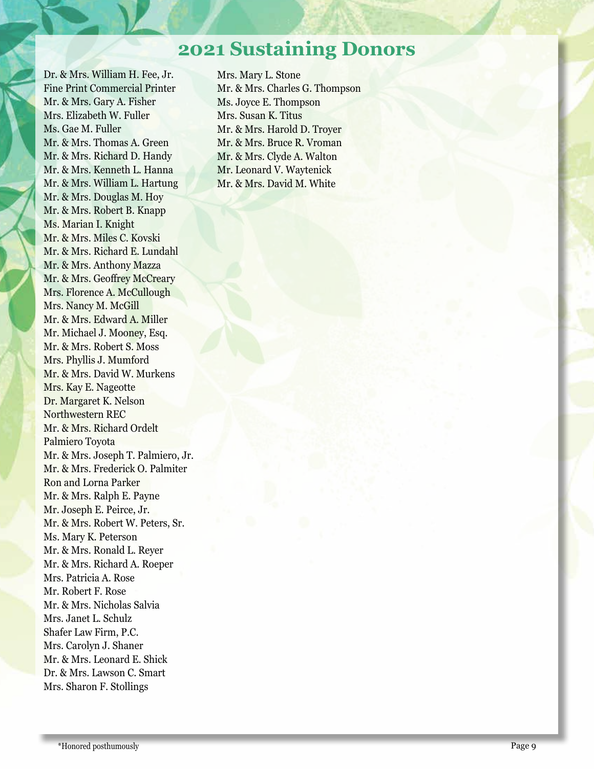# 2021 Sustaining Donors

Dr. & Mrs. William H. Fee, Jr.
Fine Print Commercial Printer
Mr. & Mrs. Gary A. Fisher
Mrs. Elizabeth W. Fuller
Ms. Gae M. Fuller
Mr. & Mrs. Thomas A. Green
Mr. & Mrs. Richard D. Handy
Mr. & Mrs. Kenneth L. Hanna
Mr. & Mrs. William L. Hartung
Mr. & Mrs. Douglas M. Hoy
Mr. & Mrs. Robert B. Knapp
Ms. Marian I. Knight
Mr. & Mrs. Miles C. Kovski
Mr. & Mrs. Richard E. Lundahl
Mr. & Mrs. Anthony Mazza
Mr. & Mrs. Geoffrey McCreary
Mrs. Florence A. McCullough
Mrs. Nancy M. McGill
Mr. & Mrs. Edward A. Miller
Mr. Michael J. Mooney, Esq.
Mr. & Mrs. Robert S. Moss
Mrs. Phyllis J. Mumford
Mr. & Mrs. David W. Murkens
Mrs. Kay E. Nageotte
Dr. Margaret K. Nelson
Northwestern REC
Mr. & Mrs. Richard Ordelt
Palmiero Toyota
Mr. & Mrs. Joseph T. Palmiero, Jr.
Mr. & Mrs. Frederick O. Palmiter
Ron and Lorna Parker
Mr. & Mrs. Ralph E. Payne
Mr. Joseph E. Peirce, Jr.
Mr. & Mrs. Robert W. Peters, Sr.
Ms. Mary K. Peterson
Mr. & Mrs. Ronald L. Reyer
Mr. & Mrs. Richard A. Roeper
Mrs. Patricia A. Rose
Mr. Robert F. Rose
Mr. & Mrs. Nicholas Salvia
Mrs. Janet L. Schulz
Shafer Law Firm, P.C.
Mrs. Carolyn J. Shaner
Mr. & Mrs. Leonard E. Shick
Dr. & Mrs. Lawson C. Smart
Mrs. Sharon F. Stollings
Mrs. Mary L. Stone
Mr. & Mrs. Charles G. Thompson
Ms. Joyce E. Thompson
Mrs. Susan K. Titus
Mr. & Mrs. Harold D. Troyer
Mr. & Mrs. Bruce R. Vroman
Mr. & Mrs. Clyde A. Walton
Mr. Leonard V. Waytenick
Mr. & Mrs. David M. White

*Honored posthumously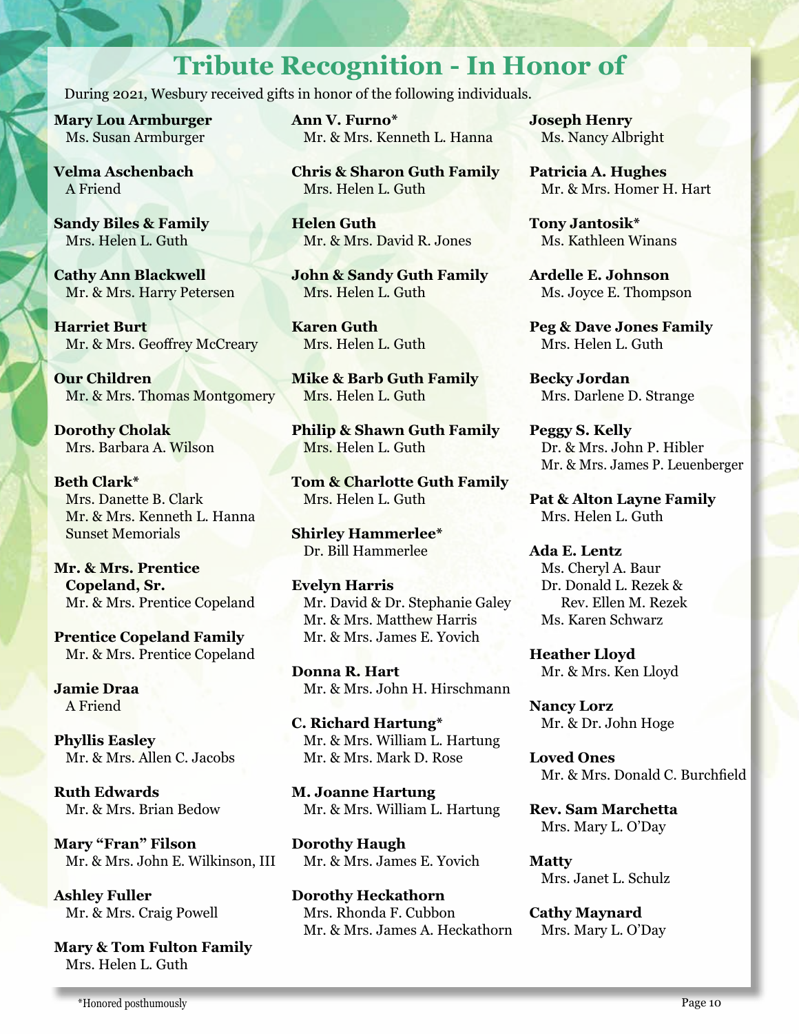# Tribute Recognition - In Honor of

During 2021, Wesbury received gifts in honor of the following individuals.

**Mary Lou Armburger**
Ms. Susan Armburger

**Velma Aschenbach**
A Friend

**Sandy Biles & Family**
Mrs. Helen L. Guth

**Cathy Ann Blackwell**
Mr. & Mrs. Harry Petersen

**Harriet Burt**
Mr. & Mrs. Geoffrey McCreary

**Our Children**
Mr. & Mrs. Thomas Montgomery

**Dorothy Cholak**
Mrs. Barbara A. Wilson

**Beth Clark***
Mrs. Danette B. Clark
Mr. & Mrs. Kenneth L. Hanna
Sunset Memorials

**Mr. & Mrs. Prentice Copeland, Sr.**
Mr. & Mrs. Prentice Copeland

**Prentice Copeland Family**
Mr. & Mrs. Prentice Copeland

**Jamie Draa**
A Friend

**Phyllis Easley**
Mr. & Mrs. Allen C. Jacobs

**Ruth Edwards**
Mr. & Mrs. Brian Bedow

**Mary "Fran" Filson**
Mr. & Mrs. John E. Wilkinson, III

**Ashley Fuller**
Mr. & Mrs. Craig Powell

**Mary & Tom Fulton Family**
Mrs. Helen L. Guth

**Ann V. Furno***
Mr. & Mrs. Kenneth L. Hanna

**Chris & Sharon Guth Family**
Mrs. Helen L. Guth

**Helen Guth**
Mr. & Mrs. David R. Jones

**John & Sandy Guth Family**
Mrs. Helen L. Guth

**Karen Guth**
Mrs. Helen L. Guth

**Mike & Barb Guth Family**
Mrs. Helen L. Guth

**Philip & Shawn Guth Family**
Mrs. Helen L. Guth

**Tom & Charlotte Guth Family**
Mrs. Helen L. Guth

**Shirley Hammerlee***
Dr. Bill Hammerlee

**Evelyn Harris**
Mr. David & Dr. Stephanie Galey
Mr. & Mrs. Matthew Harris
Mr. & Mrs. James E. Yovich

**Donna R. Hart**
Mr. & Mrs. John H. Hirschmann

**C. Richard Hartung***
Mr. & Mrs. William L. Hartung
Mr. & Mrs. Mark D. Rose

**M. Joanne Hartung**
Mr. & Mrs. William L. Hartung

**Dorothy Haugh**
Mr. & Mrs. James E. Yovich

**Dorothy Heckathorn**
Mrs. Rhonda F. Cubbon
Mr. & Mrs. James A. Heckathorn

**Joseph Henry**
Ms. Nancy Albright

**Patricia A. Hughes**
Mr. & Mrs. Homer H. Hart

**Tony Jantosik***
Ms. Kathleen Winans

**Ardelle E. Johnson**
Ms. Joyce E. Thompson

**Peg & Dave Jones Family**
Mrs. Helen L. Guth

**Becky Jordan**
Mrs. Darlene D. Strange

**Peggy S. Kelly**
Dr. & Mrs. John P. Hibler
Mr. & Mrs. James P. Leuenberger

**Pat & Alton Layne Family**
Mrs. Helen L. Guth

**Ada E. Lentz**
Ms. Cheryl A. Baur
Dr. Donald L. Rezek & Rev. Ellen M. Rezek
Ms. Karen Schwarz

**Heather Lloyd**
Mr. & Mrs. Ken Lloyd

**Nancy Lorz**
Mr. & Dr. John Hoge

**Loved Ones**
Mr. & Mrs. Donald C. Burchfield

**Rev. Sam Marchetta**
Mrs. Mary L. O'Day

**Matty**
Mrs. Janet L. Schulz

**Cathy Maynard**
Mrs. Mary L. O'Day

*Honored posthumously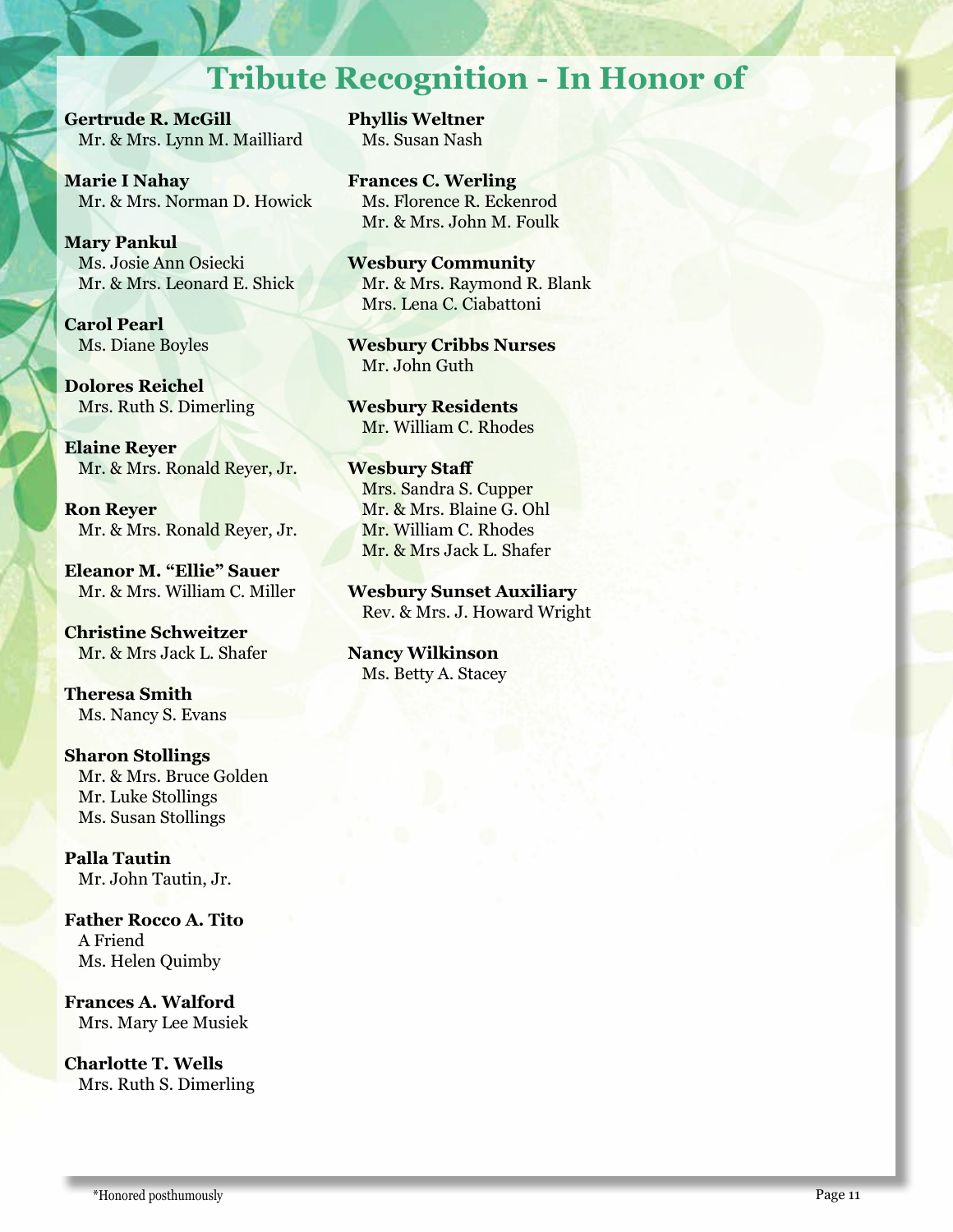# Tribute Recognition - In Honor of

**Gertrude R. McGill**
Mr. & Mrs. Lynn M. Mailliard

**Marie I Nahay**
Mr. & Mrs. Norman D. Howick

**Mary Pankul**
Ms. Josie Ann Osiecki
Mr. & Mrs. Leonard E. Shick

**Carol Pearl**
Ms. Diane Boyles

**Dolores Reichel**
Mrs. Ruth S. Dimerling

**Elaine Reyer**
Mr. & Mrs. Ronald Reyer, Jr.

**Ron Reyer**
Mr. & Mrs. Ronald Reyer, Jr.

**Eleanor M. "Ellie" Sauer**
Mr. & Mrs. William C. Miller

**Christine Schweitzer**
Mr. & Mrs Jack L. Shafer

**Theresa Smith**
Ms. Nancy S. Evans

**Sharon Stollings**
Mr. & Mrs. Bruce Golden
Mr. Luke Stollings
Ms. Susan Stollings

**Palla Tautin**
Mr. John Tautin, Jr.

**Father Rocco A. Tito**
A Friend
Ms. Helen Quimby

**Frances A. Walford**
Mrs. Mary Lee Musiek

**Charlotte T. Wells**
Mrs. Ruth S. Dimerling

**Phyllis Weltner**
Ms. Susan Nash

**Frances C. Werling**
Ms. Florence R. Eckenrod
Mr. & Mrs. John M. Foulk

**Wesbury Community**
Mr. & Mrs. Raymond R. Blank
Mrs. Lena C. Ciabattoni

**Wesbury Cribbs Nurses**
Mr. John Guth

**Wesbury Residents**
Mr. William C. Rhodes

**Wesbury Staff**
Mrs. Sandra S. Cupper
Mr. & Mrs. Blaine G. Ohl
Mr. William C. Rhodes
Mr. & Mrs Jack L. Shafer

**Wesbury Sunset Auxiliary**
Rev. & Mrs. J. Howard Wright

**Nancy Wilkinson**
Ms. Betty A. Stacey

*Honored posthumously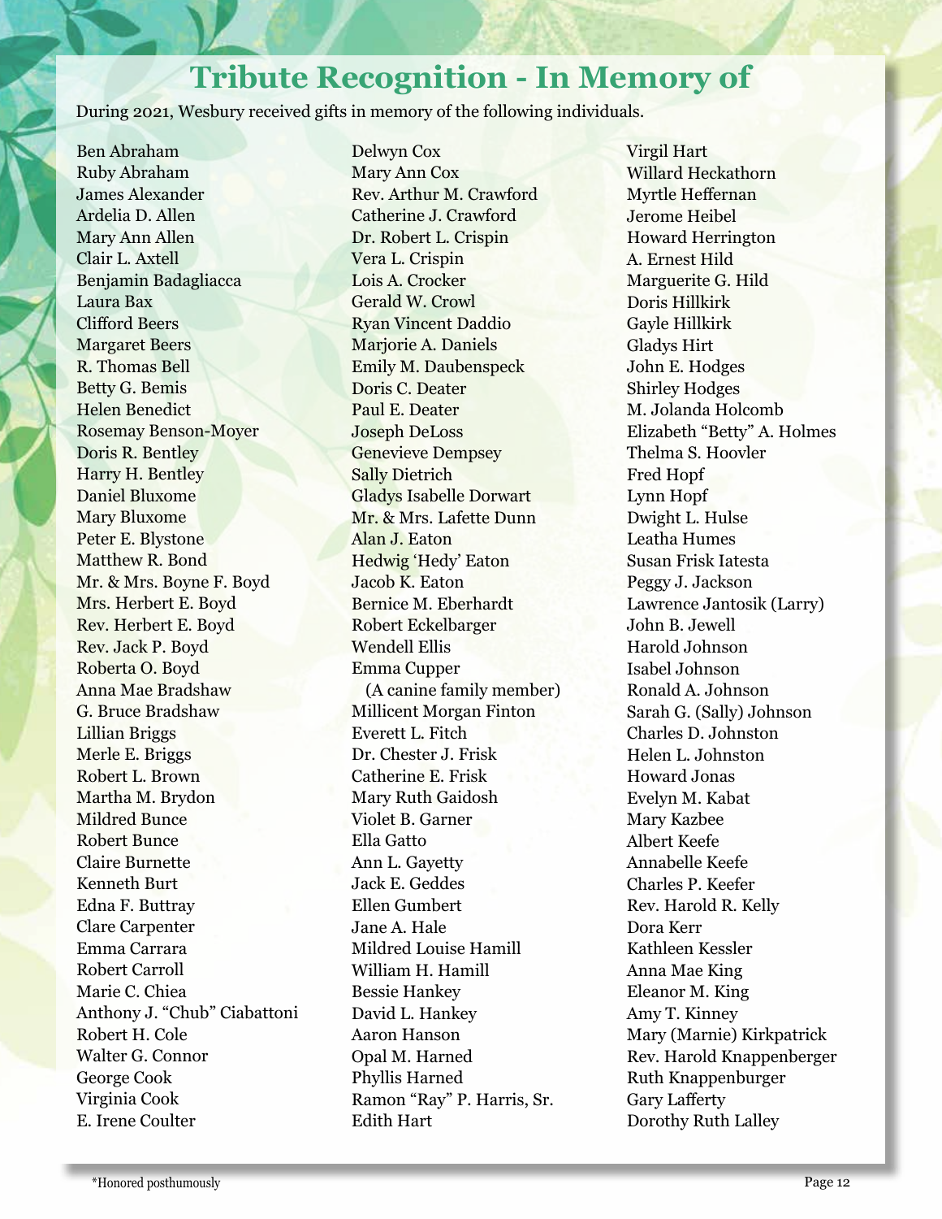# Tribute Recognition - In Memory of

During 2021, Wesbury received gifts in memory of the following individuals.

Ben Abraham
Ruby Abraham
James Alexander
Ardelia D. Allen
Mary Ann Allen
Clair L. Axtell
Benjamin Badagliacca
Laura Bax
Clifford Beers
Margaret Beers
R. Thomas Bell
Betty G. Bemis
Helen Benedict
Rosemay Benson-Moyer
Doris R. Bentley
Harry H. Bentley
Daniel Bluxome
Mary Bluxome
Peter E. Blystone
Matthew R. Bond
Mr. & Mrs. Boyne F. Boyd
Mrs. Herbert E. Boyd
Rev. Herbert E. Boyd
Rev. Jack P. Boyd
Roberta O. Boyd
Anna Mae Bradshaw
G. Bruce Bradshaw
Lillian Briggs
Merle E. Briggs
Robert L. Brown
Martha M. Brydon
Mildred Bunce
Robert Bunce
Claire Burnette
Kenneth Burt
Edna F. Buttray
Clare Carpenter
Emma Carrara
Robert Carroll
Marie C. Chiea
Anthony J. "Chub" Ciabattoni
Robert H. Cole
Walter G. Connor
George Cook
Virginia Cook
E. Irene Coulter
Delwyn Cox
Mary Ann Cox
Rev. Arthur M. Crawford
Catherine J. Crawford
Dr. Robert L. Crispin
Vera L. Crispin
Lois A. Crocker
Gerald W. Crowl
Ryan Vincent Daddio
Marjorie A. Daniels
Emily M. Daubenspeck
Doris C. Deater
Paul E. Deater
Joseph DeLoss
Genevieve Dempsey
Sally Dietrich
Gladys Isabelle Dorwart
Mr. & Mrs. Lafette Dunn
Alan J. Eaton
Hedwig 'Hedy' Eaton
Jacob K. Eaton
Bernice M. Eberhardt
Robert Eckelbarger
Wendell Ellis
Emma Cupper
(A canine family member)
Millicent Morgan Finton
Everett L. Fitch
Dr. Chester J. Frisk
Catherine E. Frisk
Mary Ruth Gaidosh
Violet B. Garner
Ella Gatto
Ann L. Gayetty
Jack E. Geddes
Ellen Gumbert
Jane A. Hale
Mildred Louise Hamill
William H. Hamill
Bessie Hankey
David L. Hankey
Aaron Hanson
Opal M. Harned
Phyllis Harned
Ramon "Ray" P. Harris, Sr.
Edith Hart
Virgil Hart
Willard Heckathorn
Myrtle Heffernan
Jerome Heibel
Howard Herrington
A. Ernest Hild
Marguerite G. Hild
Doris Hillkirk
Gayle Hillkirk
Gladys Hirt
John E. Hodges
Shirley Hodges
M. Jolanda Holcomb
Elizabeth "Betty" A. Holmes
Thelma S. Hoovler
Fred Hopf
Lynn Hopf
Dwight L. Hulse
Leatha Humes
Susan Frisk Iatesta
Peggy J. Jackson
Lawrence Jantosik (Larry)
John B. Jewell
Harold Johnson
Isabel Johnson
Ronald A. Johnson
Sarah G. (Sally) Johnson
Charles D. Johnston
Helen L. Johnston
Howard Jonas
Evelyn M. Kabat
Mary Kazbee
Albert Keefe
Annabelle Keefe
Charles P. Keefer
Rev. Harold R. Kelly
Dora Kerr
Kathleen Kessler
Anna Mae King
Eleanor M. King
Amy T. Kinney
Mary (Marnie) Kirkpatrick
Rev. Harold Knappenberger
Ruth Knappenburger
Gary Lafferty
Dorothy Ruth Lalley

*Honored posthumously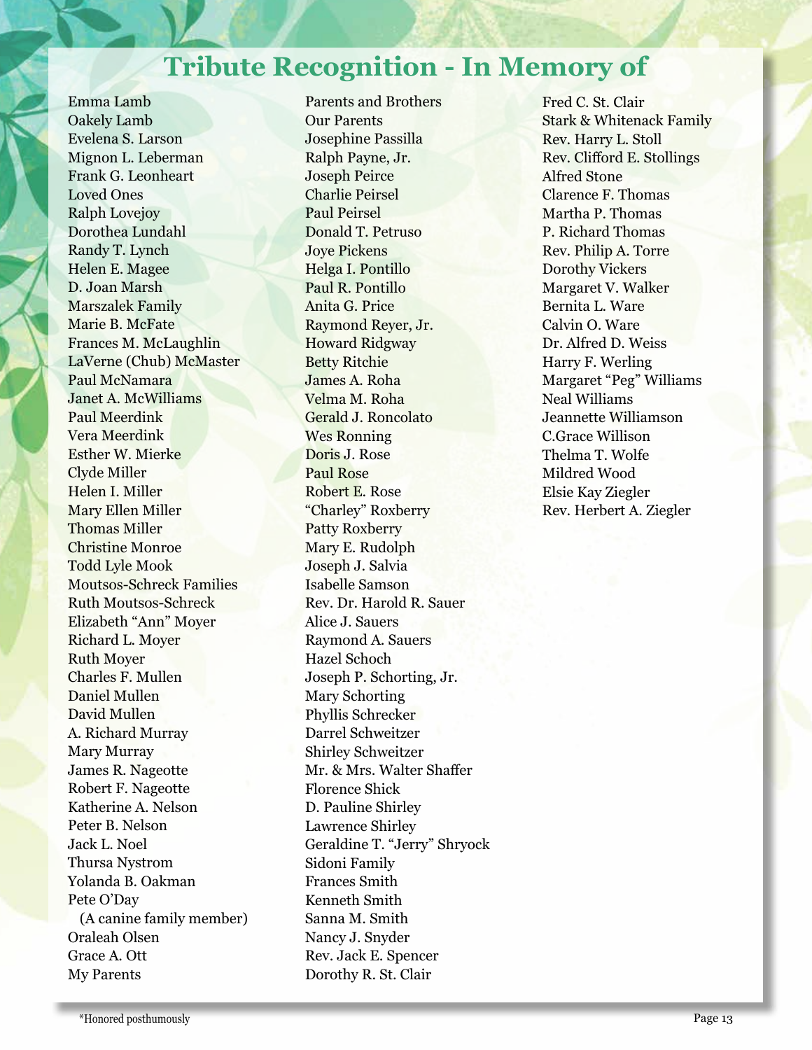# Tribute Recognition - In Memory of

Emma Lamb
Oakely Lamb
Evelena S. Larson
Mignon L. Leberman
Frank G. Leonheart
Loved Ones
Ralph Lovejoy
Dorothea Lundahl
Randy T. Lynch
Helen E. Magee
D. Joan Marsh
Marszalek Family
Marie B. McFate
Frances M. McLaughlin
LaVerne (Chub) McMaster
Paul McNamara
Janet A. McWilliams
Paul Meerdink
Vera Meerdink
Esther W. Mierke
Clyde Miller
Helen I. Miller
Mary Ellen Miller
Thomas Miller
Christine Monroe
Todd Lyle Mook
Moutsos-Schreck Families
Ruth Moutsos-Schreck
Elizabeth "Ann" Moyer
Richard L. Moyer
Ruth Moyer
Charles F. Mullen
Daniel Mullen
David Mullen
A. Richard Murray
Mary Murray
James R. Nageotte
Robert F. Nageotte
Katherine A. Nelson
Peter B. Nelson
Jack L. Noel
Thursa Nystrom
Yolanda B. Oakman
Pete O'Day
(A canine family member)
Oraleah Olsen
Grace A. Ott
My Parents
Parents and Brothers
Our Parents
Josephine Passilla
Ralph Payne, Jr.
Joseph Peirce
Charlie Peirsel
Paul Peirsel
Donald T. Petruso
Joye Pickens
Helga I. Pontillo
Paul R. Pontillo
Anita G. Price
Raymond Reyer, Jr.
Howard Ridgway
Betty Ritchie
James A. Roha
Velma M. Roha
Gerald J. Roncolato
Wes Ronning
Doris J. Rose
Paul Rose
Robert E. Rose
"Charley" Roxberry
Patty Roxberry
Mary E. Rudolph
Joseph J. Salvia
Isabelle Samson
Rev. Dr. Harold R. Sauer
Alice J. Sauers
Raymond A. Sauers
Hazel Schoch
Joseph P. Schorting, Jr.
Mary Schorting
Phyllis Schrecker
Darrel Schweitzer
Shirley Schweitzer
Mr. & Mrs. Walter Shaffer
Florence Shick
D. Pauline Shirley
Lawrence Shirley
Geraldine T. "Jerry" Shryock
Sidoni Family
Frances Smith
Kenneth Smith
Sanna M. Smith
Nancy J. Snyder
Rev. Jack E. Spencer
Dorothy R. St. Clair
Fred C. St. Clair
Stark & Whitenack Family
Rev. Harry L. Stoll
Rev. Clifford E. Stollings
Alfred Stone
Clarence F. Thomas
Martha P. Thomas
P. Richard Thomas
Rev. Philip A. Torre
Dorothy Vickers
Margaret V. Walker
Bernita L. Ware
Calvin O. Ware
Dr. Alfred D. Weiss
Harry F. Werling
Margaret "Peg" Williams
Neal Williams
Jeannette Williamson
C.Grace Willison
Thelma T. Wolfe
Mildred Wood
Elsie Kay Ziegler
Rev. Herbert A. Ziegler

*Honored posthumously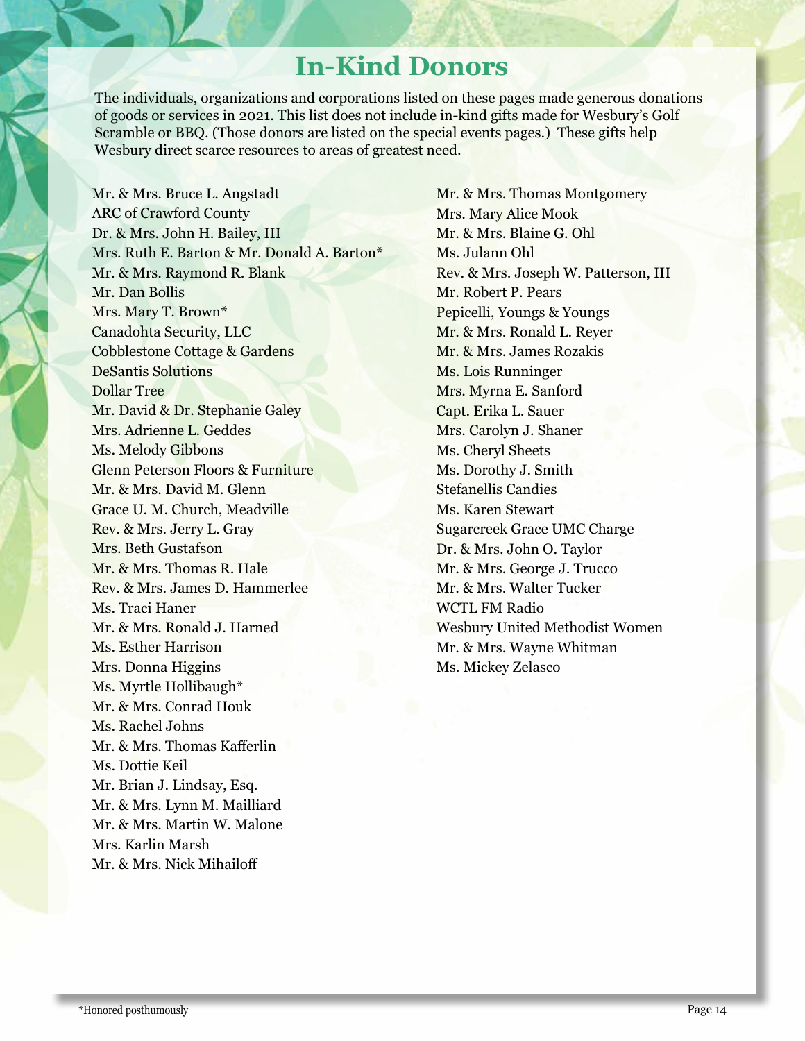# In-Kind Donors

The individuals, organizations and corporations listed on these pages made generous donations of goods or services in 2021. This list does not include in-kind gifts made for Wesbury's Golf Scramble or BBQ. (Those donors are listed on the special events pages.) These gifts help Wesbury direct scarce resources to areas of greatest need.

Mr. & Mrs. Bruce L. Angstadt
ARC of Crawford County
Dr. & Mrs. John H. Bailey, III
Mrs. Ruth E. Barton & Mr. Donald A. Barton*
Mr. & Mrs. Raymond R. Blank
Mr. Dan Bollis
Mrs. Mary T. Brown*
Canadohta Security, LLC
Cobblestone Cottage & Gardens
DeSantis Solutions
Dollar Tree
Mr. David & Dr. Stephanie Galey
Mrs. Adrienne L. Geddes
Ms. Melody Gibbons
Glenn Peterson Floors & Furniture
Mr. & Mrs. David M. Glenn
Grace U. M. Church, Meadville
Rev. & Mrs. Jerry L. Gray
Mrs. Beth Gustafson
Mr. & Mrs. Thomas R. Hale
Rev. & Mrs. James D. Hammerlee
Ms. Traci Haner
Mr. & Mrs. Ronald J. Harned
Ms. Esther Harrison
Mrs. Donna Higgins
Ms. Myrtle Hollibaugh*
Mr. & Mrs. Conrad Houk
Ms. Rachel Johns
Mr. & Mrs. Thomas Kafferlin
Ms. Dottie Keil
Mr. Brian J. Lindsay, Esq.
Mr. & Mrs. Lynn M. Mailliard
Mr. & Mrs. Martin W. Malone
Mrs. Karlin Marsh
Mr. & Mrs. Nick Mihailoff
Mr. & Mrs. Thomas Montgomery
Mrs. Mary Alice Mook
Mr. & Mrs. Blaine G. Ohl
Ms. Julann Ohl
Rev. & Mrs. Joseph W. Patterson, III
Mr. Robert P. Pears
Pepicelli, Youngs & Youngs
Mr. & Mrs. Ronald L. Reyer
Mr. & Mrs. James Rozakis
Ms. Lois Runninger
Mrs. Myrna E. Sanford
Capt. Erika L. Sauer
Mrs. Carolyn J. Shaner
Ms. Cheryl Sheets
Ms. Dorothy J. Smith
Stefanellis Candies
Ms. Karen Stewart
Sugarcreek Grace UMC Charge
Dr. & Mrs. John O. Taylor
Mr. & Mrs. George J. Trucco
Mr. & Mrs. Walter Tucker
WCTL FM Radio
Wesbury United Methodist Women
Mr. & Mrs. Wayne Whitman
Ms. Mickey Zelasco

*Honored posthumously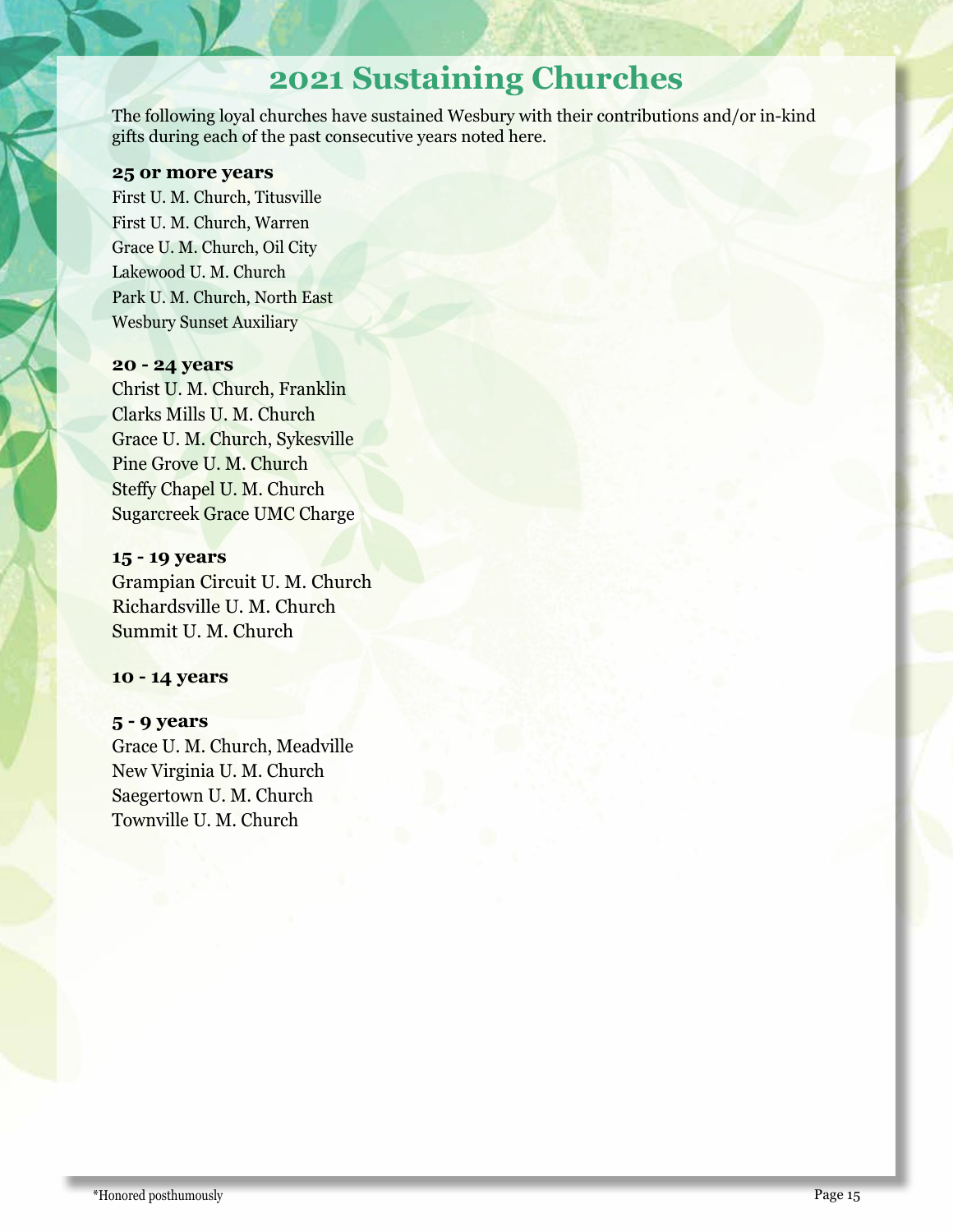# 2021 Sustaining Churches

The following loyal churches have sustained Wesbury with their contributions and/or in-kind gifts during each of the past consecutive years noted here.

**25 or more years**

First U. M. Church, Titusville
First U. M. Church, Warren
Grace U. M. Church, Oil City
Lakewood U. M. Church
Park U. M. Church, North East
Wesbury Sunset Auxiliary

**20 - 24 years**

Christ U. M. Church, Franklin
Clarks Mills U. M. Church
Grace U. M. Church, Sykesville
Pine Grove U. M. Church
Steffy Chapel U. M. Church
Sugarcreek Grace UMC Charge

**15 - 19 years**

Grampian Circuit U. M. Church
Richardsville U. M. Church
Summit U. M. Church

**10 - 14 years**

**5 - 9 years**

Grace U. M. Church, Meadville
New Virginia U. M. Church
Saegertown U. M. Church
Townville U. M. Church

*Honored posthumously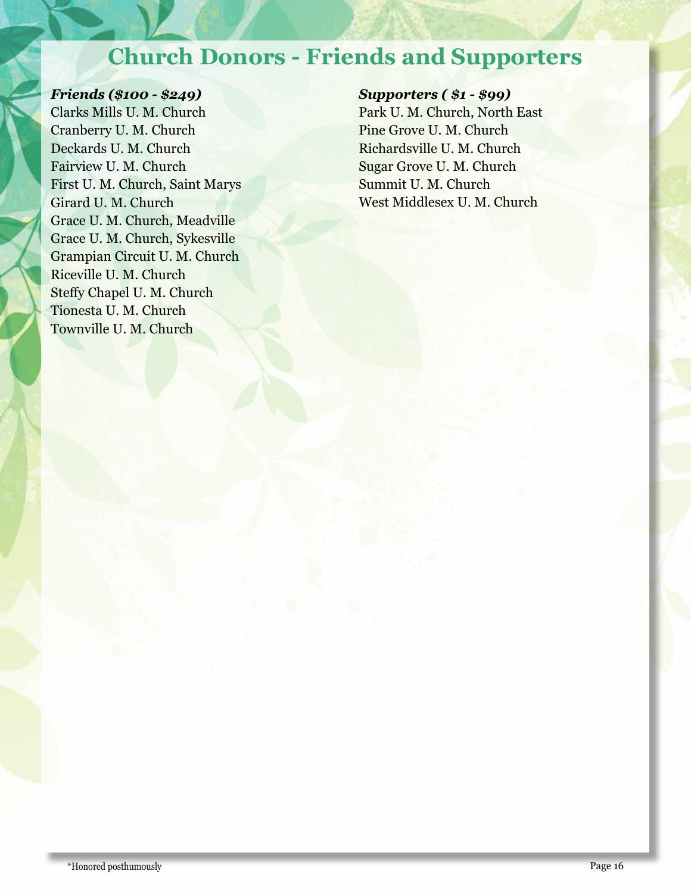# Church Donors - Friends and Supporters

***Friends ($100 - $249)***

Clarks Mills U. M. Church
Cranberry U. M. Church
Deckards U. M. Church
Fairview U. M. Church
First U. M. Church, Saint Marys
Girard U. M. Church
Grace U. M. Church, Meadville
Grace U. M. Church, Sykesville
Grampian Circuit U. M. Church
Riceville U. M. Church
Steffy Chapel U. M. Church
Tionesta U. M. Church
Townville U. M. Church

***Supporters ( $1 - $99)***

Park U. M. Church, North East
Pine Grove U. M. Church
Richardsville U. M. Church
Sugar Grove U. M. Church
Summit U. M. Church
West Middlesex U. M. Church

*Honored posthumously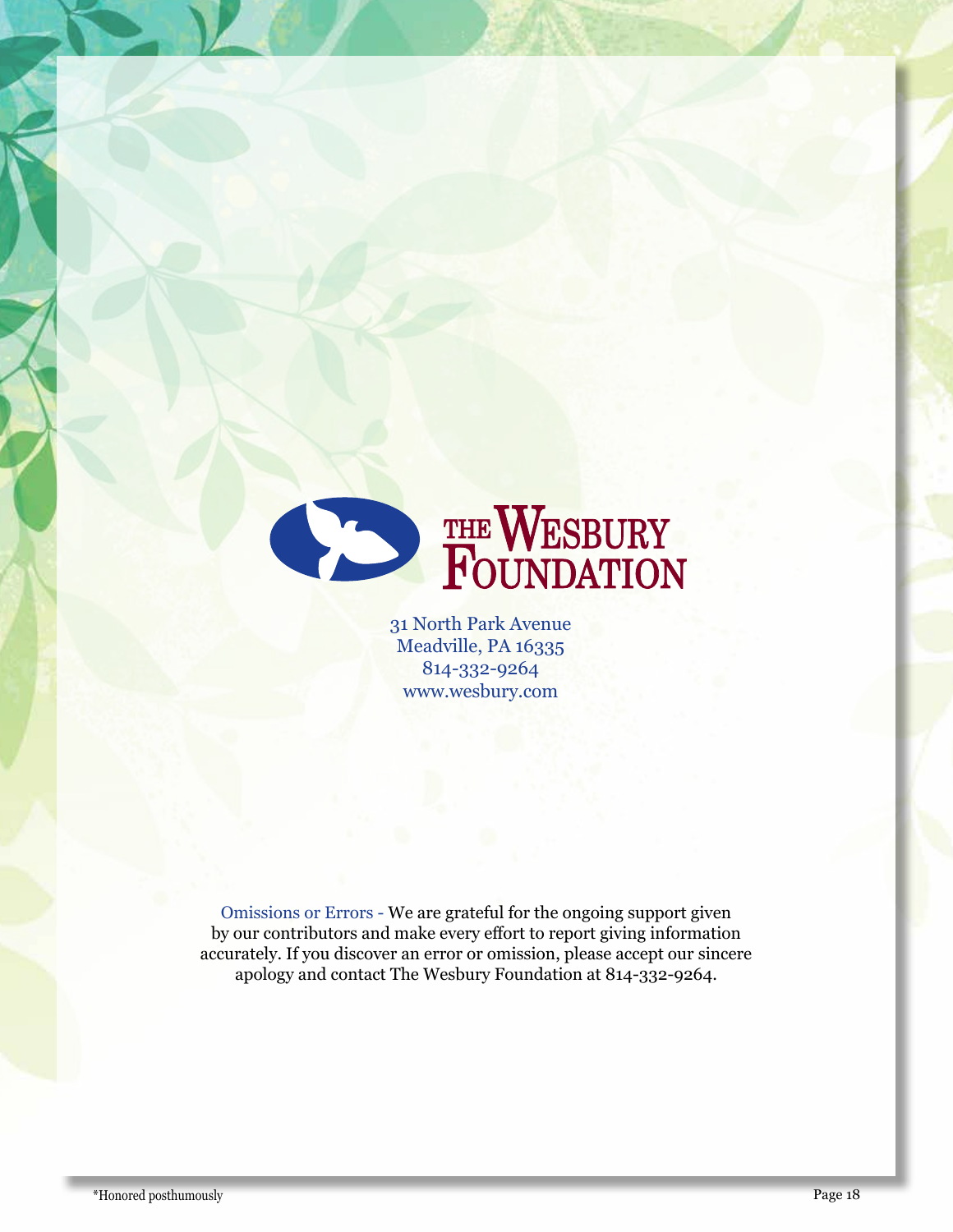THE WESBURY FOUNDATION

31 North Park Avenue
Meadville, PA 16335
814-332-9264
www.wesbury.com

Omissions or Errors - We are grateful for the ongoing support given by our contributors and make every effort to report giving information accurately. If you discover an error or omission, please accept our sincere apology and contact The Wesbury Foundation at 814-332-9264.

*Honored posthumously